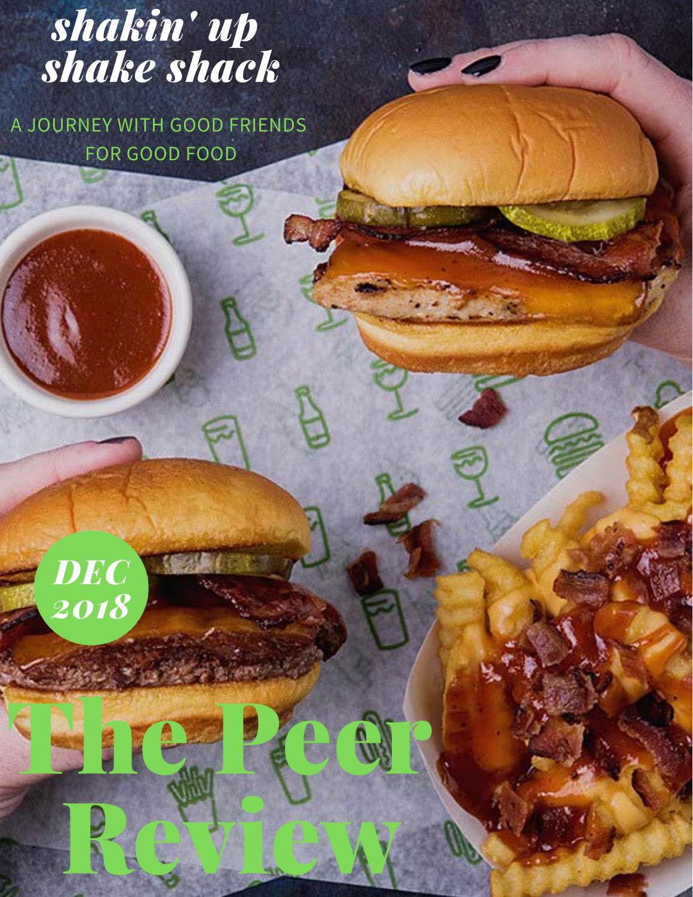# shakin' up shake shack

A JOURNEY WITH GOOD FRIENDS FOR GOOD FOOD

DEC 2018

# The Peer Review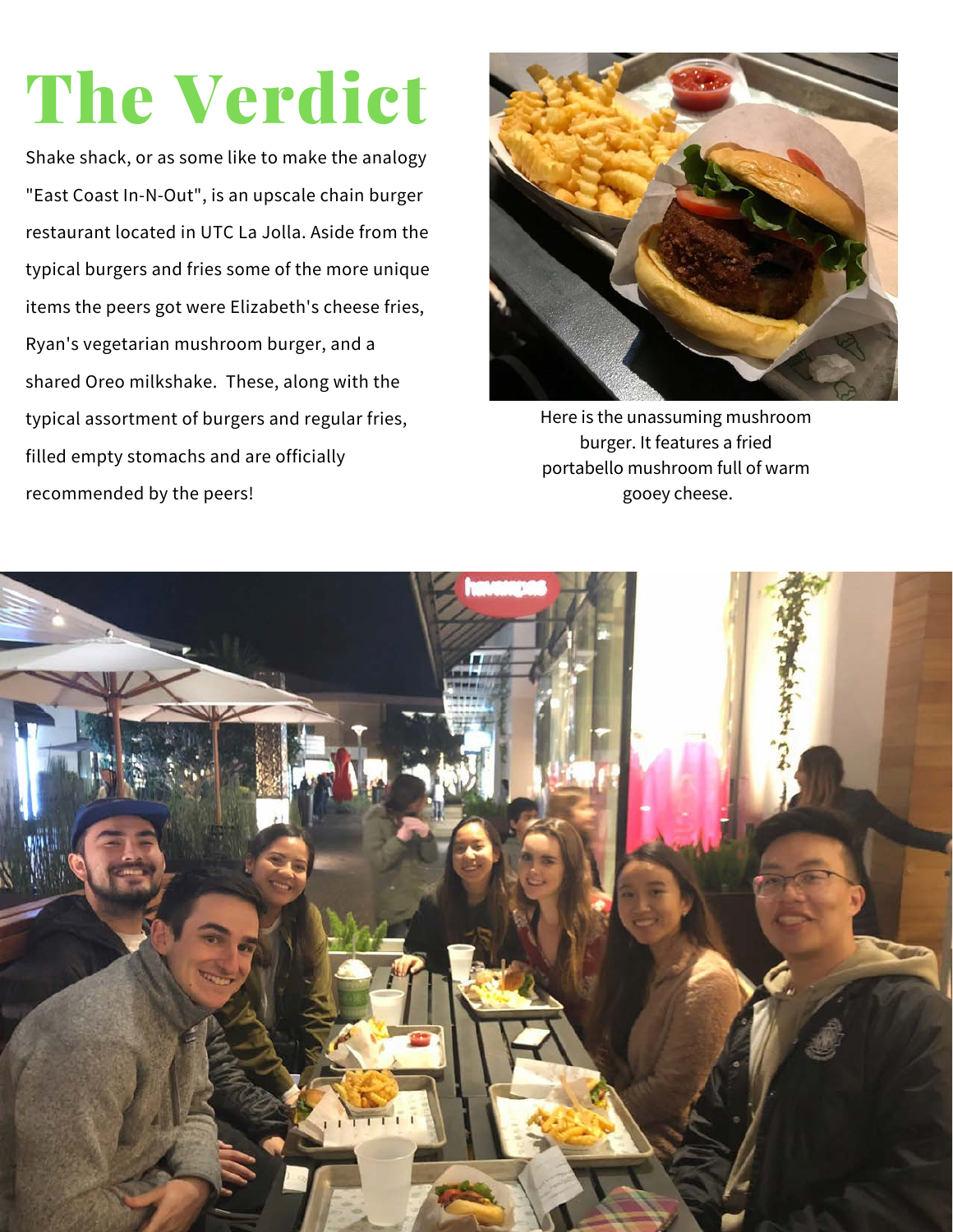# The Verdict

Shake shack, or as some like to make the analogy "East Coast In-N-Out", is an upscale chain burger restaurant located in UTC La Jolla. Aside from the typical burgers and fries some of the more unique items the peers got were Elizabeth's cheese fries, Ryan's vegetarian mushroom burger, and a shared Oreo milkshake. These, along with the typical assortment of burgers and regular fries, filled empty stomachs and are officially recommended by the peers!

Here is the unassuming mushroom burger. It features a fried portabello mushroom full of warm gooey cheese.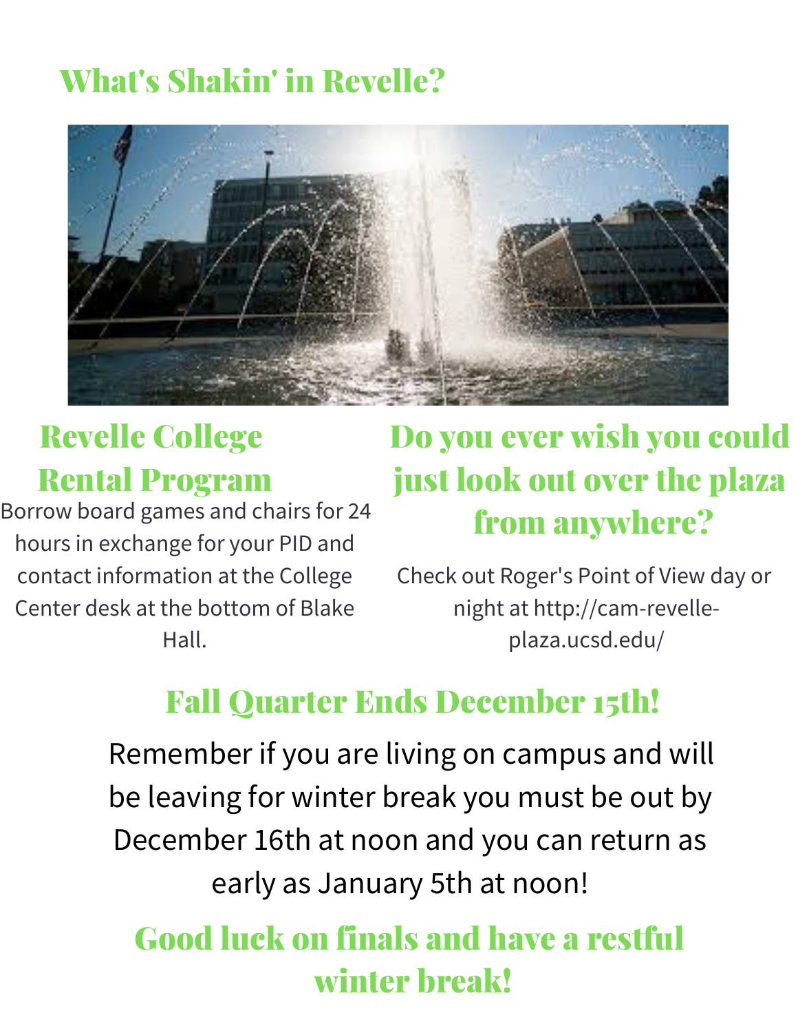# What's Shakin' in Revelle?

## Revelle College Rental Program

Borrow board games and chairs for 24 hours in exchange for your PID and contact information at the College Center desk at the bottom of Blake Hall.

## Do you ever wish you could just look out over the plaza from anywhere?

Check out Roger's Point of View day or night at http://cam-revelle-plaza.ucsd.edu/

## Fall Quarter Ends December 15th!

Remember if you are living on campus and will be leaving for winter break you must be out by December 16th at noon and you can return as early as January 5th at noon!

## Good luck on finals and have a restful winter break!